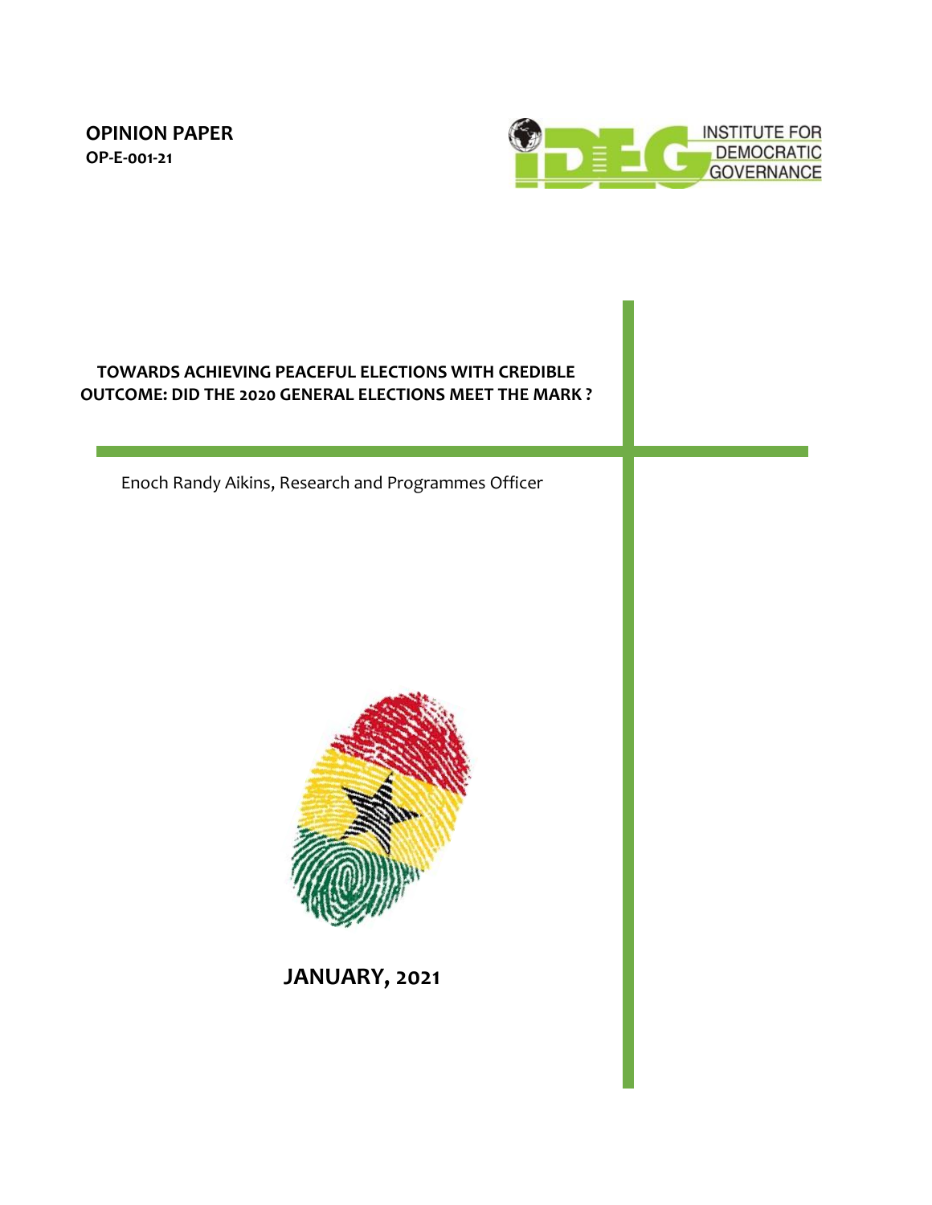**OPINION PAPER**
**OP-E-001-21**

INSTITUTE FOR DEMOCRATIC GOVERNANCE

# TOWARDS ACHIEVING PEACEFUL ELECTIONS WITH CREDIBLE OUTCOME: DID THE 2020 GENERAL ELECTIONS MEET THE MARK ?

Enoch Randy Aikins, Research and Programmes Officer

**JANUARY, 2021**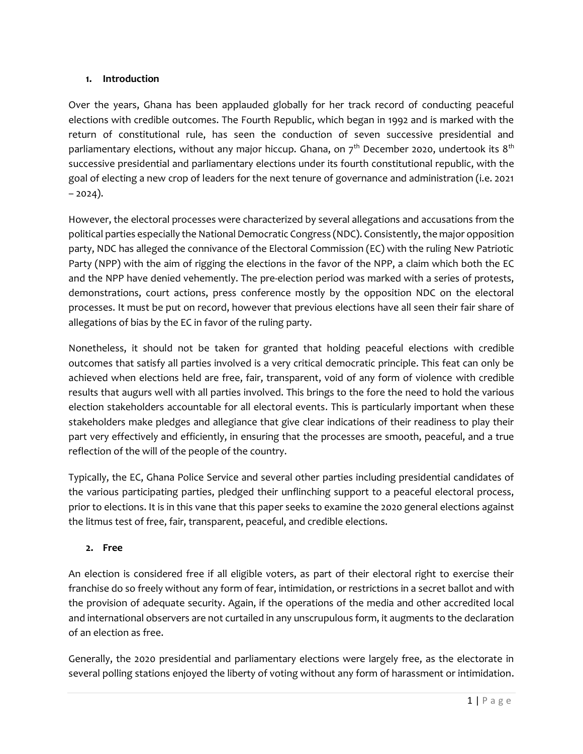## 1. Introduction

Over the years, Ghana has been applauded globally for her track record of conducting peaceful elections with credible outcomes. The Fourth Republic, which began in 1992 and is marked with the return of constitutional rule, has seen the conduction of seven successive presidential and parliamentary elections, without any major hiccup. Ghana, on 7th December 2020, undertook its 8th successive presidential and parliamentary elections under its fourth constitutional republic, with the goal of electing a new crop of leaders for the next tenure of governance and administration (i.e. 2021 – 2024).

However, the electoral processes were characterized by several allegations and accusations from the political parties especially the National Democratic Congress (NDC). Consistently, the major opposition party, NDC has alleged the connivance of the Electoral Commission (EC) with the ruling New Patriotic Party (NPP) with the aim of rigging the elections in the favor of the NPP, a claim which both the EC and the NPP have denied vehemently. The pre-election period was marked with a series of protests, demonstrations, court actions, press conference mostly by the opposition NDC on the electoral processes. It must be put on record, however that previous elections have all seen their fair share of allegations of bias by the EC in favor of the ruling party.

Nonetheless, it should not be taken for granted that holding peaceful elections with credible outcomes that satisfy all parties involved is a very critical democratic principle. This feat can only be achieved when elections held are free, fair, transparent, void of any form of violence with credible results that augurs well with all parties involved. This brings to the fore the need to hold the various election stakeholders accountable for all electoral events. This is particularly important when these stakeholders make pledges and allegiance that give clear indications of their readiness to play their part very effectively and efficiently, in ensuring that the processes are smooth, peaceful, and a true reflection of the will of the people of the country.

Typically, the EC, Ghana Police Service and several other parties including presidential candidates of the various participating parties, pledged their unflinching support to a peaceful electoral process, prior to elections. It is in this vane that this paper seeks to examine the 2020 general elections against the litmus test of free, fair, transparent, peaceful, and credible elections.

## 2. Free

An election is considered free if all eligible voters, as part of their electoral right to exercise their franchise do so freely without any form of fear, intimidation, or restrictions in a secret ballot and with the provision of adequate security. Again, if the operations of the media and other accredited local and international observers are not curtailed in any unscrupulous form, it augments to the declaration of an election as free.

Generally, the 2020 presidential and parliamentary elections were largely free, as the electorate in several polling stations enjoyed the liberty of voting without any form of harassment or intimidation.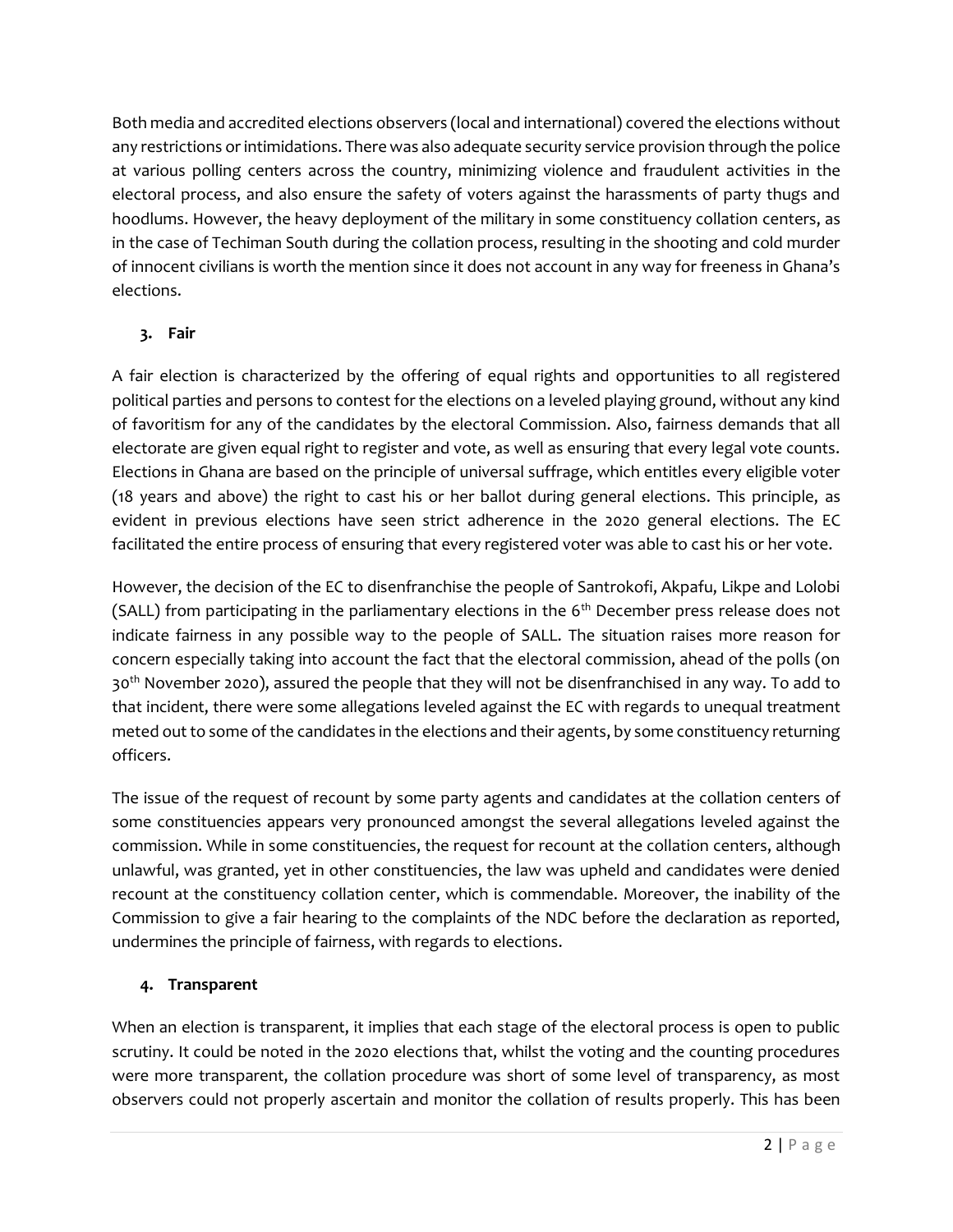Both media and accredited elections observers (local and international) covered the elections without any restrictions or intimidations. There was also adequate security service provision through the police at various polling centers across the country, minimizing violence and fraudulent activities in the electoral process, and also ensure the safety of voters against the harassments of party thugs and hoodlums. However, the heavy deployment of the military in some constituency collation centers, as in the case of Techiman South during the collation process, resulting in the shooting and cold murder of innocent civilians is worth the mention since it does not account in any way for freeness in Ghana's elections.

### 3. Fair

A fair election is characterized by the offering of equal rights and opportunities to all registered political parties and persons to contest for the elections on a leveled playing ground, without any kind of favoritism for any of the candidates by the electoral Commission. Also, fairness demands that all electorate are given equal right to register and vote, as well as ensuring that every legal vote counts. Elections in Ghana are based on the principle of universal suffrage, which entitles every eligible voter (18 years and above) the right to cast his or her ballot during general elections. This principle, as evident in previous elections have seen strict adherence in the 2020 general elections. The EC facilitated the entire process of ensuring that every registered voter was able to cast his or her vote.

However, the decision of the EC to disenfranchise the people of Santrokofi, Akpafu, Likpe and Lolobi (SALL) from participating in the parliamentary elections in the 6th December press release does not indicate fairness in any possible way to the people of SALL. The situation raises more reason for concern especially taking into account the fact that the electoral commission, ahead of the polls (on 30th November 2020), assured the people that they will not be disenfranchised in any way. To add to that incident, there were some allegations leveled against the EC with regards to unequal treatment meted out to some of the candidates in the elections and their agents, by some constituency returning officers.

The issue of the request of recount by some party agents and candidates at the collation centers of some constituencies appears very pronounced amongst the several allegations leveled against the commission. While in some constituencies, the request for recount at the collation centers, although unlawful, was granted, yet in other constituencies, the law was upheld and candidates were denied recount at the constituency collation center, which is commendable. Moreover, the inability of the Commission to give a fair hearing to the complaints of the NDC before the declaration as reported, undermines the principle of fairness, with regards to elections.

### 4. Transparent

When an election is transparent, it implies that each stage of the electoral process is open to public scrutiny. It could be noted in the 2020 elections that, whilst the voting and the counting procedures were more transparent, the collation procedure was short of some level of transparency, as most observers could not properly ascertain and monitor the collation of results properly. This has been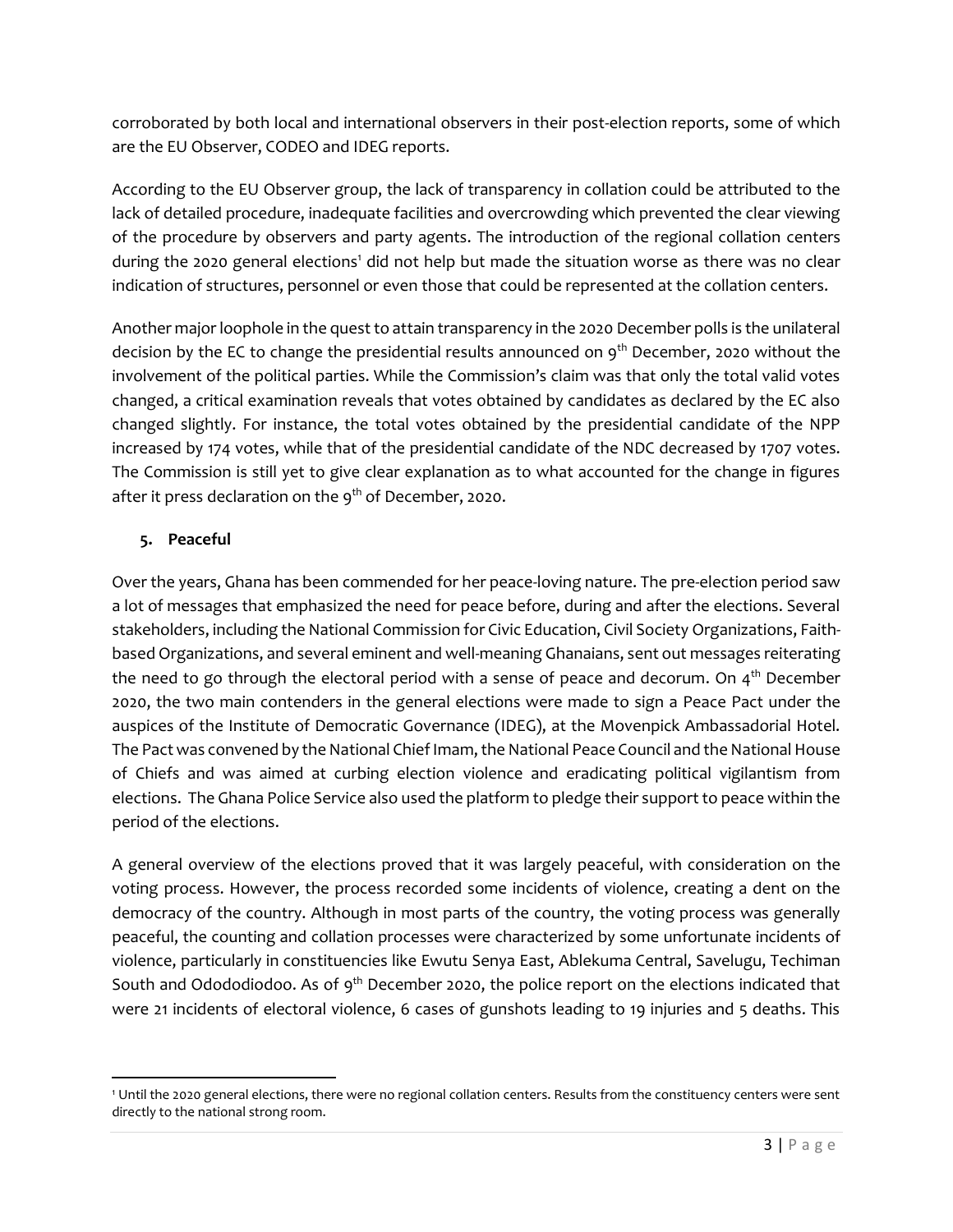corroborated by both local and international observers in their post-election reports, some of which are the EU Observer, CODEO and IDEG reports.

According to the EU Observer group, the lack of transparency in collation could be attributed to the lack of detailed procedure, inadequate facilities and overcrowding which prevented the clear viewing of the procedure by observers and party agents. The introduction of the regional collation centers during the 2020 general elections[1] did not help but made the situation worse as there was no clear indication of structures, personnel or even those that could be represented at the collation centers.

Another major loophole in the quest to attain transparency in the 2020 December polls is the unilateral decision by the EC to change the presidential results announced on 9th December, 2020 without the involvement of the political parties. While the Commission's claim was that only the total valid votes changed, a critical examination reveals that votes obtained by candidates as declared by the EC also changed slightly. For instance, the total votes obtained by the presidential candidate of the NPP increased by 174 votes, while that of the presidential candidate of the NDC decreased by 1707 votes. The Commission is still yet to give clear explanation as to what accounted for the change in figures after it press declaration on the 9th of December, 2020.

## 5. Peaceful

Over the years, Ghana has been commended for her peace-loving nature. The pre-election period saw a lot of messages that emphasized the need for peace before, during and after the elections. Several stakeholders, including the National Commission for Civic Education, Civil Society Organizations, Faith-based Organizations, and several eminent and well-meaning Ghanaians, sent out messages reiterating the need to go through the electoral period with a sense of peace and decorum. On 4th December 2020, the two main contenders in the general elections were made to sign a Peace Pact under the auspices of the Institute of Democratic Governance (IDEG), at the Movenpick Ambassadorial Hotel. The Pact was convened by the National Chief Imam, the National Peace Council and the National House of Chiefs and was aimed at curbing election violence and eradicating political vigilantism from elections. The Ghana Police Service also used the platform to pledge their support to peace within the period of the elections.

A general overview of the elections proved that it was largely peaceful, with consideration on the voting process. However, the process recorded some incidents of violence, creating a dent on the democracy of the country. Although in most parts of the country, the voting process was generally peaceful, the counting and collation processes were characterized by some unfortunate incidents of violence, particularly in constituencies like Ewutu Senya East, Ablekuma Central, Savelugu, Techiman South and Odododiodoo. As of 9th December 2020, the police report on the elections indicated that were 21 incidents of electoral violence, 6 cases of gunshots leading to 19 injuries and 5 deaths. This

[1] Until the 2020 general elections, there were no regional collation centers. Results from the constituency centers were sent directly to the national strong room.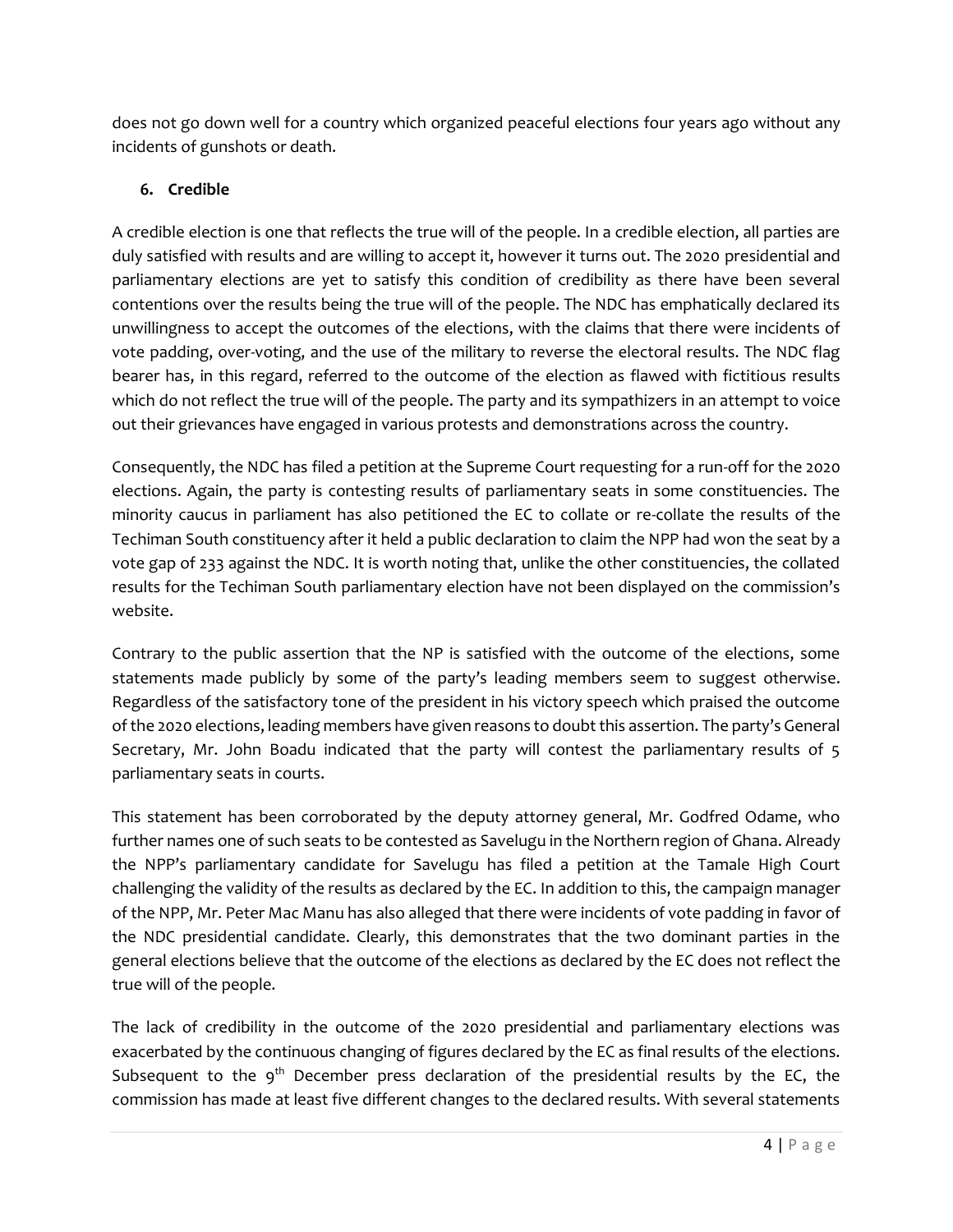does not go down well for a country which organized peaceful elections four years ago without any incidents of gunshots or death.

## 6. Credible

A credible election is one that reflects the true will of the people. In a credible election, all parties are duly satisfied with results and are willing to accept it, however it turns out. The 2020 presidential and parliamentary elections are yet to satisfy this condition of credibility as there have been several contentions over the results being the true will of the people. The NDC has emphatically declared its unwillingness to accept the outcomes of the elections, with the claims that there were incidents of vote padding, over-voting, and the use of the military to reverse the electoral results. The NDC flag bearer has, in this regard, referred to the outcome of the election as flawed with fictitious results which do not reflect the true will of the people. The party and its sympathizers in an attempt to voice out their grievances have engaged in various protests and demonstrations across the country.

Consequently, the NDC has filed a petition at the Supreme Court requesting for a run-off for the 2020 elections. Again, the party is contesting results of parliamentary seats in some constituencies. The minority caucus in parliament has also petitioned the EC to collate or re-collate the results of the Techiman South constituency after it held a public declaration to claim the NPP had won the seat by a vote gap of 233 against the NDC. It is worth noting that, unlike the other constituencies, the collated results for the Techiman South parliamentary election have not been displayed on the commission's website.

Contrary to the public assertion that the NP is satisfied with the outcome of the elections, some statements made publicly by some of the party's leading members seem to suggest otherwise. Regardless of the satisfactory tone of the president in his victory speech which praised the outcome of the 2020 elections, leading members have given reasons to doubt this assertion. The party's General Secretary, Mr. John Boadu indicated that the party will contest the parliamentary results of 5 parliamentary seats in courts.

This statement has been corroborated by the deputy attorney general, Mr. Godfred Odame, who further names one of such seats to be contested as Savelugu in the Northern region of Ghana. Already the NPP's parliamentary candidate for Savelugu has filed a petition at the Tamale High Court challenging the validity of the results as declared by the EC. In addition to this, the campaign manager of the NPP, Mr. Peter Mac Manu has also alleged that there were incidents of vote padding in favor of the NDC presidential candidate. Clearly, this demonstrates that the two dominant parties in the general elections believe that the outcome of the elections as declared by the EC does not reflect the true will of the people.

The lack of credibility in the outcome of the 2020 presidential and parliamentary elections was exacerbated by the continuous changing of figures declared by the EC as final results of the elections. Subsequent to the 9th December press declaration of the presidential results by the EC, the commission has made at least five different changes to the declared results. With several statements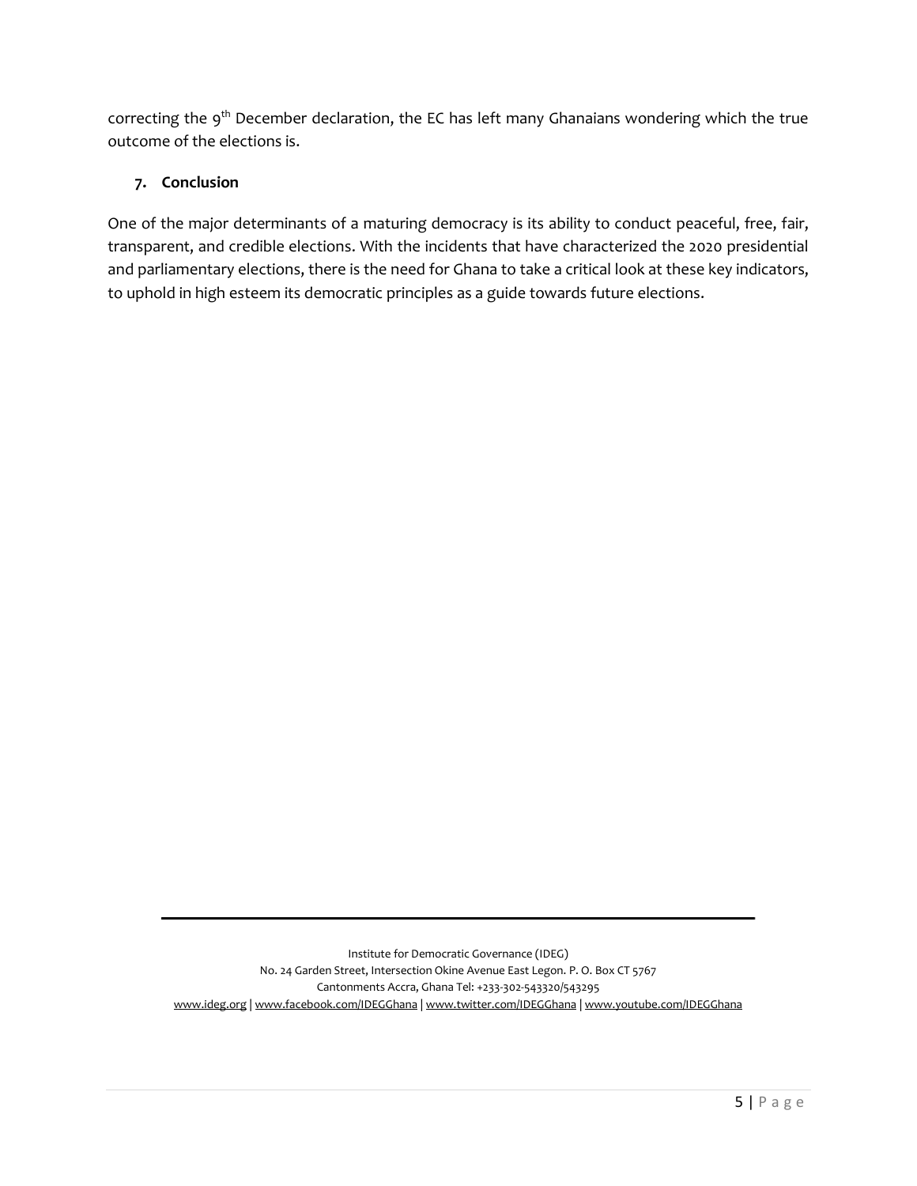correcting the 9th December declaration, the EC has left many Ghanaians wondering which the true outcome of the elections is.

## 7. Conclusion

One of the major determinants of a maturing democracy is its ability to conduct peaceful, free, fair, transparent, and credible elections. With the incidents that have characterized the 2020 presidential and parliamentary elections, there is the need for Ghana to take a critical look at these key indicators, to uphold in high esteem its democratic principles as a guide towards future elections.

Institute for Democratic Governance (IDEG)
No. 24 Garden Street, Intersection Okine Avenue East Legon. P. O. Box CT 5767
Cantonments Accra, Ghana Tel: +233-302-543320/543295
www.ideg.org | www.facebook.com/IDEGGhana | www.twitter.com/IDEGGhana | www.youtube.com/IDEGGhana